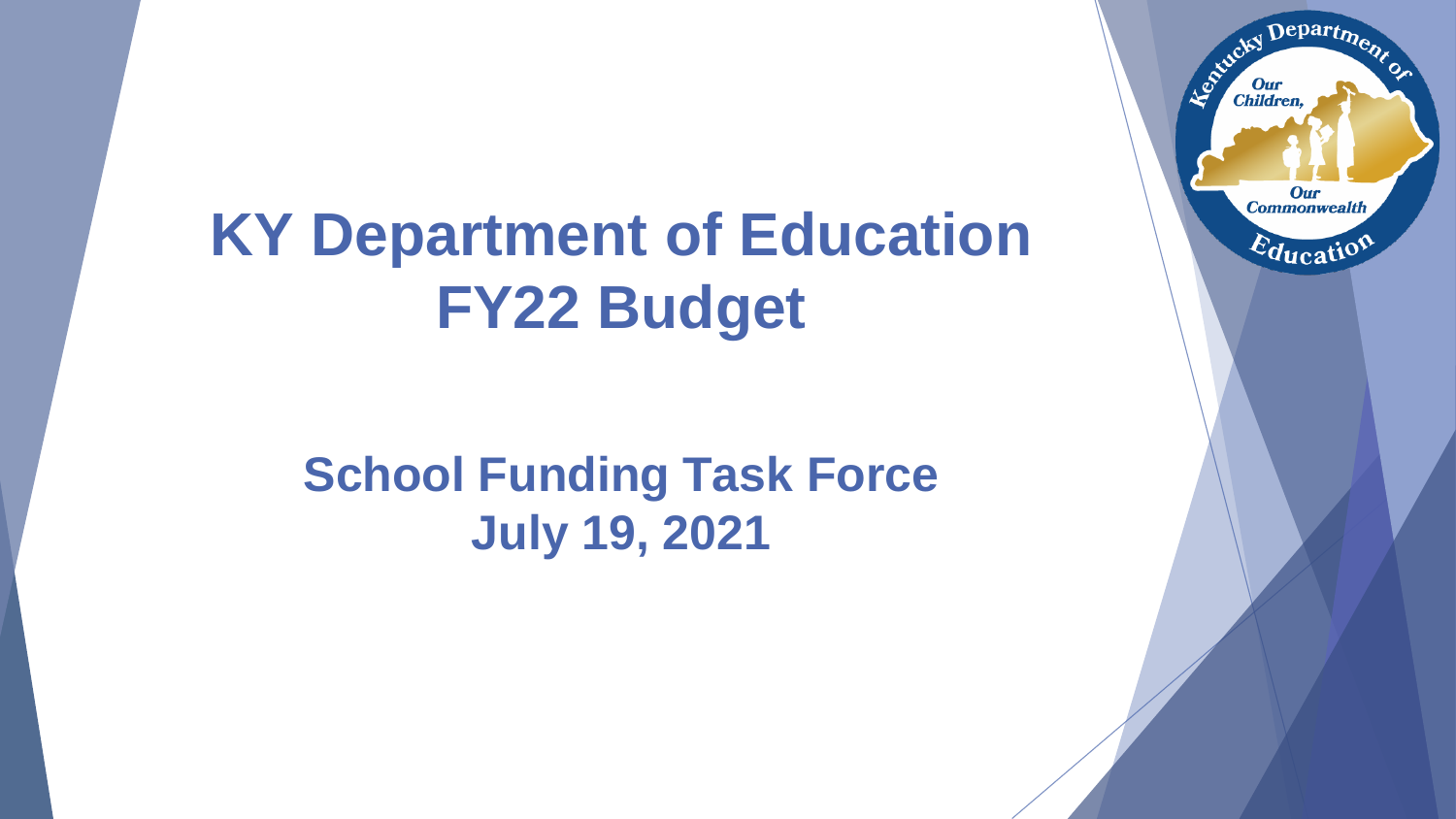# KY Department of Education FY22 Budget

## School Funding Task Force
## July 19, 2021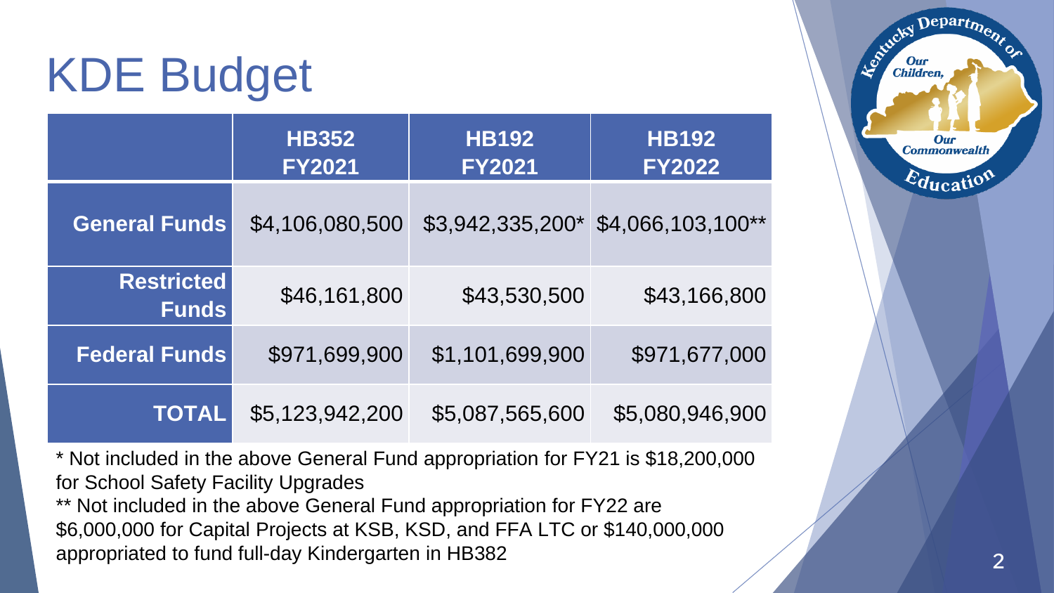# KDE Budget

| | HB352 FY2021 | HB192 FY2021 | HB192 FY2022 |
|---|---|---|---|
| **General Funds** | $4,106,080,500 | $3,942,335,200* | $4,066,103,100** |
| **Restricted Funds** | $46,161,800 | $43,530,500 | $43,166,800 |
| **Federal Funds** | $971,699,900 | $1,101,699,900 | $971,677,000 |
| **TOTAL** | $5,123,942,200 | $5,087,565,600 | $5,080,946,900 |

* Not included in the above General Fund appropriation for FY21 is $18,200,000 for School Safety Facility Upgrades

** Not included in the above General Fund appropriation for FY22 are $6,000,000 for Capital Projects at KSB, KSD, and FFA LTC or $140,000,000 appropriated to fund full-day Kindergarten in HB382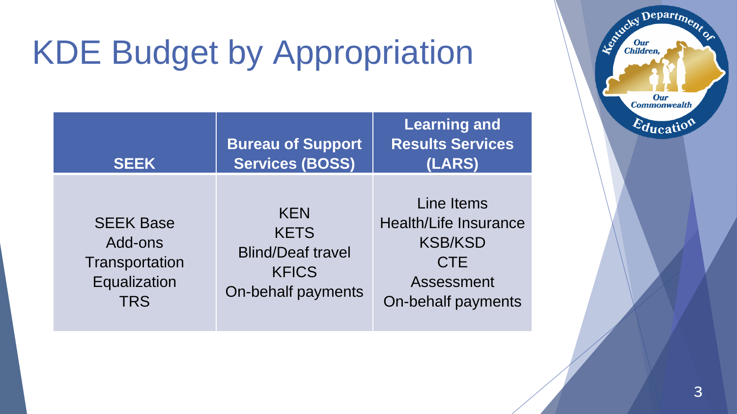# KDE Budget by Appropriation

| SEEK | Bureau of Support Services (BOSS) | Learning and Results Services (LARS) |
|---|---|---|
| SEEK Base<br>Add-ons<br>Transportation<br>Equalization<br>TRS | KEN<br>KETS<br>Blind/Deaf travel<br>KFICS<br>On-behalf payments | Line Items<br>Health/Life Insurance<br>KSB/KSD<br>CTE<br>Assessment<br>On-behalf payments |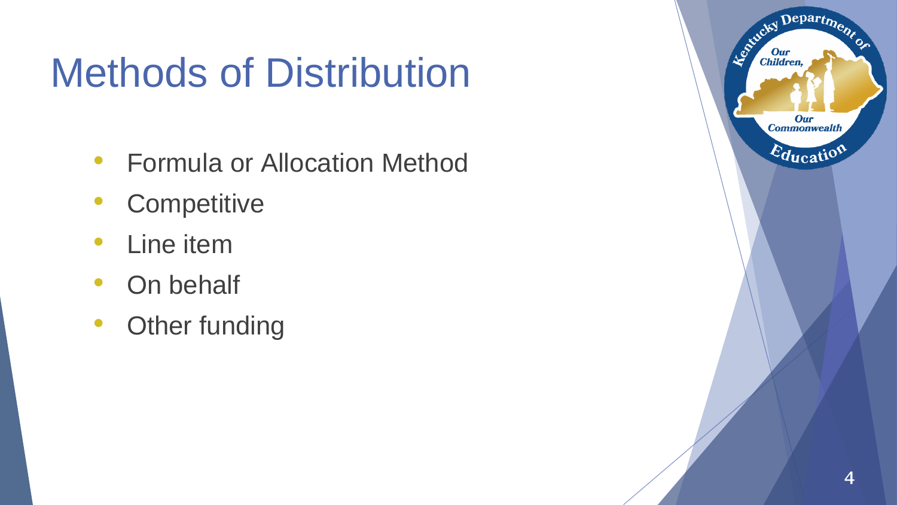# Methods of Distribution

- Formula or Allocation Method
- Competitive
- Line item
- On behalf
- Other funding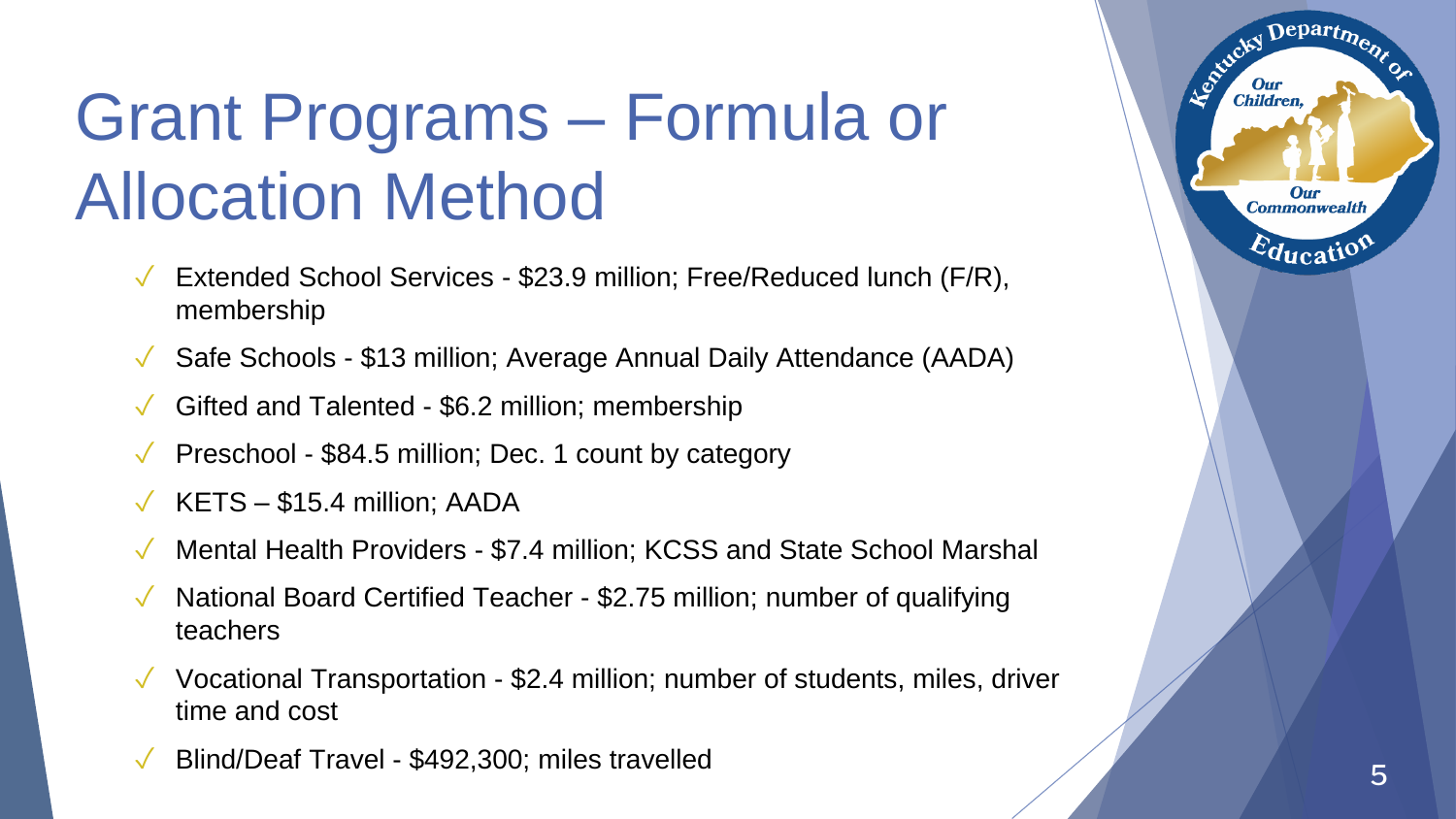# Grant Programs – Formula or Allocation Method

- Extended School Services - $23.9 million; Free/Reduced lunch (F/R), membership
- Safe Schools - $13 million; Average Annual Daily Attendance (AADA)
- Gifted and Talented - $6.2 million; membership
- Preschool - $84.5 million; Dec. 1 count by category
- KETS – $15.4 million; AADA
- Mental Health Providers - $7.4 million; KCSS and State School Marshal
- National Board Certified Teacher - $2.75 million; number of qualifying teachers
- Vocational Transportation - $2.4 million; number of students, miles, driver time and cost
- Blind/Deaf Travel - $492,300; miles travelled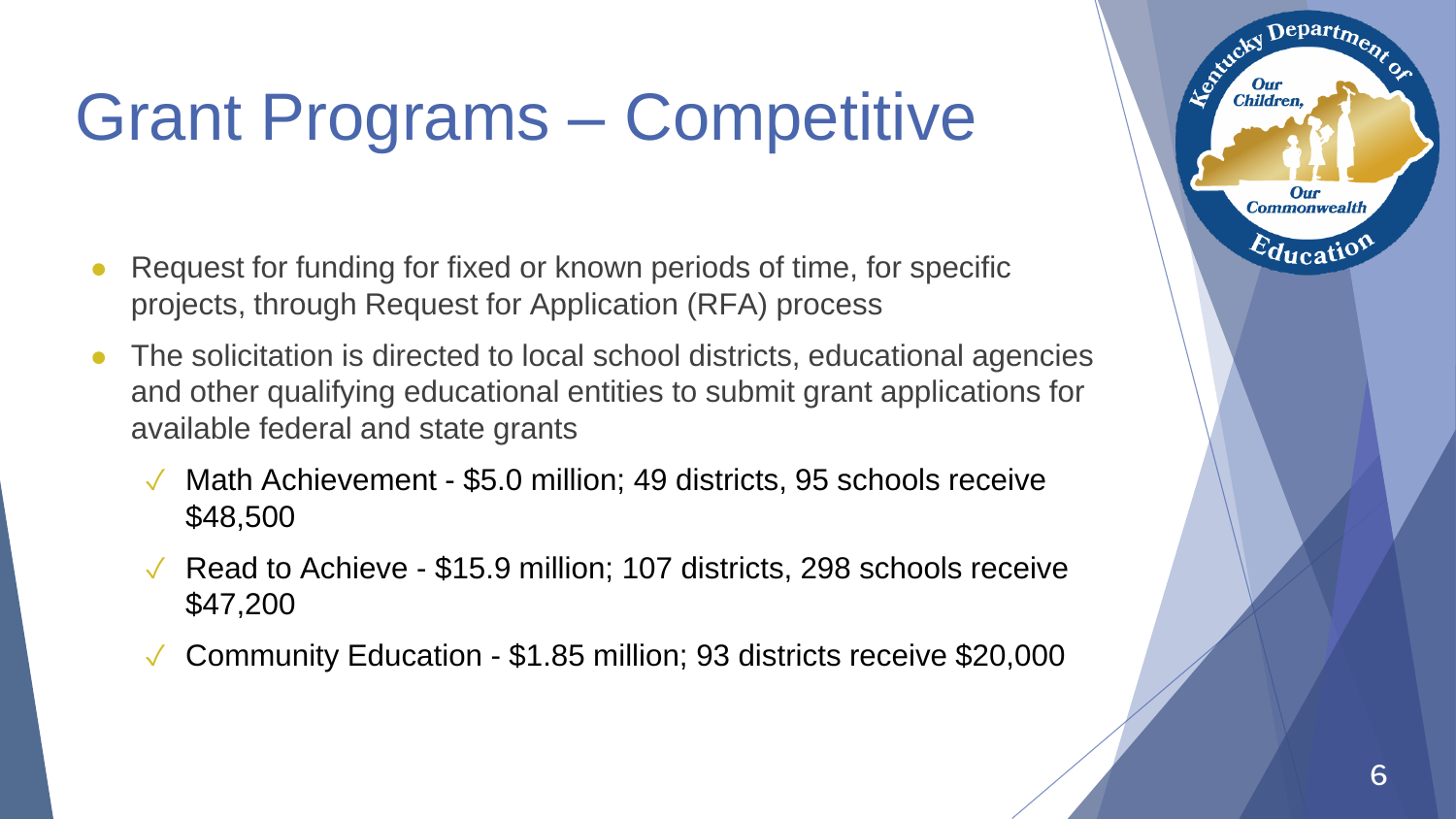# Grant Programs – Competitive

- Request for funding for fixed or known periods of time, for specific projects, through Request for Application (RFA) process
- The solicitation is directed to local school districts, educational agencies and other qualifying educational entities to submit grant applications for available federal and state grants
  - ✓ Math Achievement - $5.0 million; 49 districts, 95 schools receive $48,500
  - ✓ Read to Achieve - $15.9 million; 107 districts, 298 schools receive $47,200
  - ✓ Community Education - $1.85 million; 93 districts receive $20,000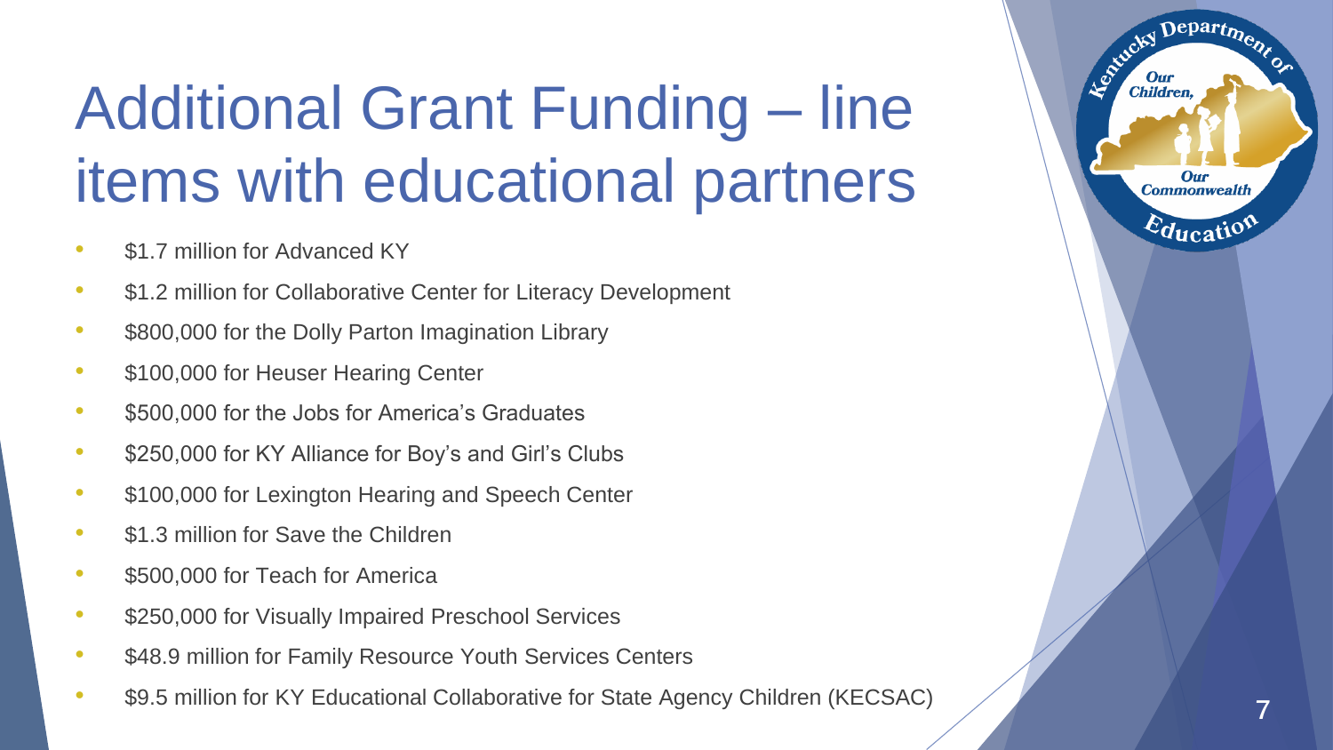# Additional Grant Funding – line items with educational partners

- $1.7 million for Advanced KY
- $1.2 million for Collaborative Center for Literacy Development
- $800,000 for the Dolly Parton Imagination Library
- $100,000 for Heuser Hearing Center
- $500,000 for the Jobs for America's Graduates
- $250,000 for KY Alliance for Boy's and Girl's Clubs
- $100,000 for Lexington Hearing and Speech Center
- $1.3 million for Save the Children
- $500,000 for Teach for America
- $250,000 for Visually Impaired Preschool Services
- $48.9 million for Family Resource Youth Services Centers
- $9.5 million for KY Educational Collaborative for State Agency Children (KECSAC)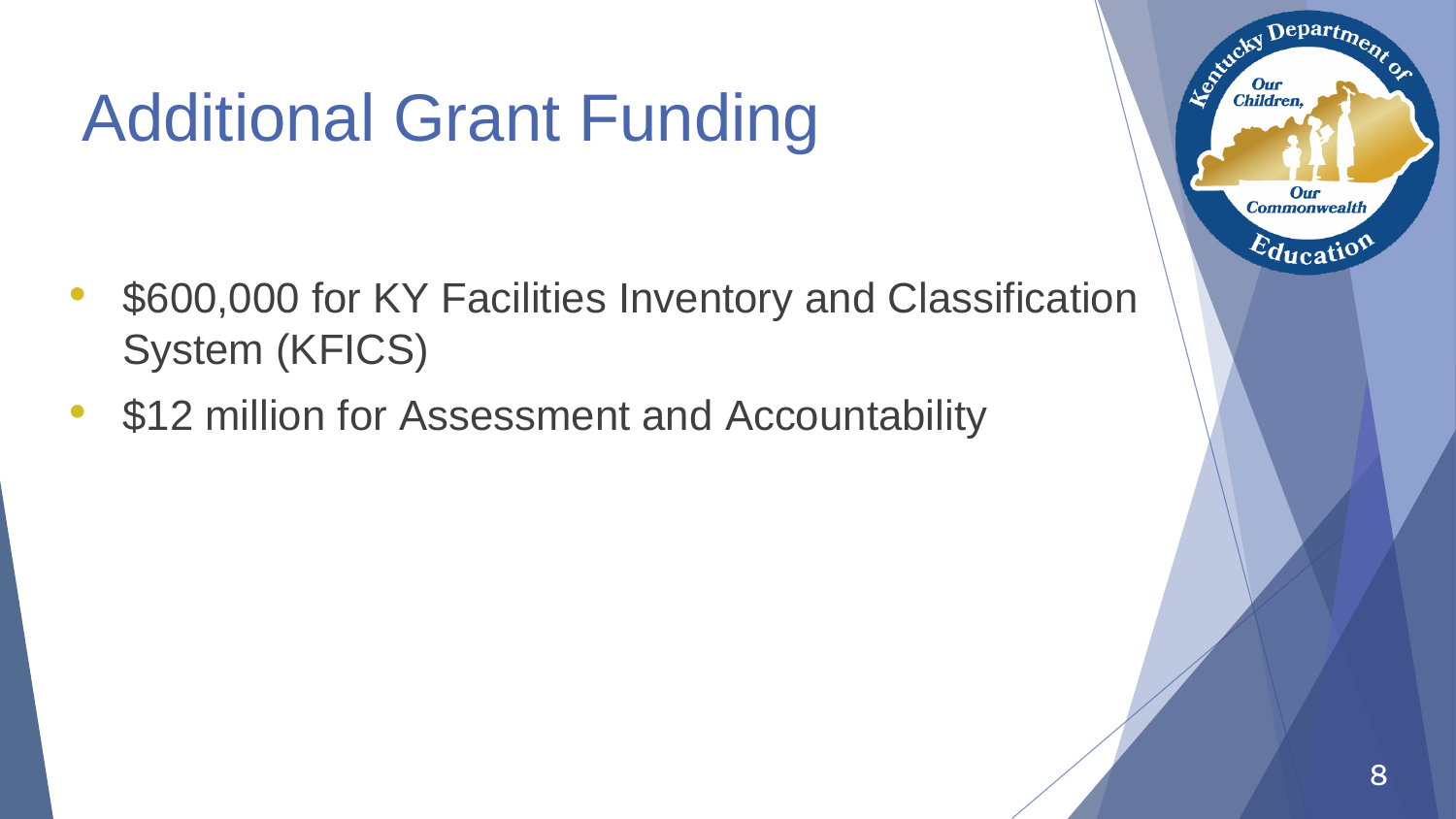# Additional Grant Funding

- $600,000 for KY Facilities Inventory and Classification System (KFICS)
- $12 million for Assessment and Accountability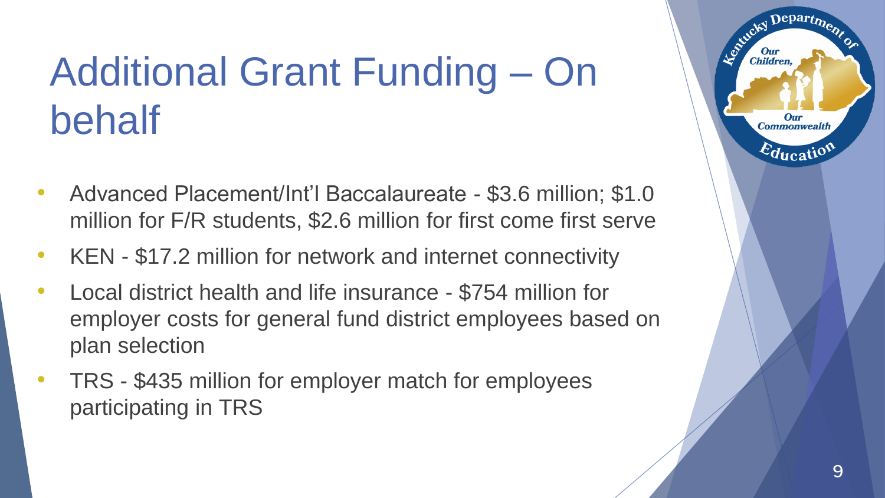# Additional Grant Funding – On behalf

- Advanced Placement/Int'l Baccalaureate - $3.6 million; $1.0 million for F/R students, $2.6 million for first come first serve
- KEN - $17.2 million for network and internet connectivity
- Local district health and life insurance - $754 million for employer costs for general fund district employees based on plan selection
- TRS - $435 million for employer match for employees participating in TRS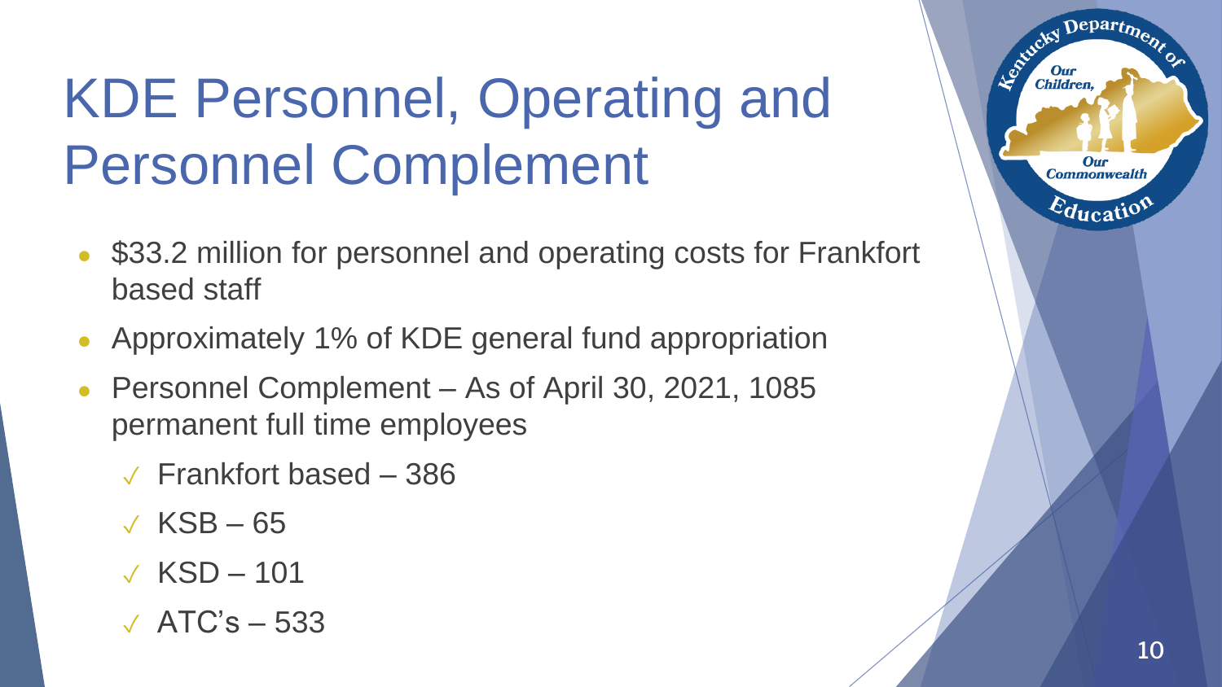# KDE Personnel, Operating and Personnel Complement

- $33.2 million for personnel and operating costs for Frankfort based staff
- Approximately 1% of KDE general fund appropriation
- Personnel Complement – As of April 30, 2021, 1085 permanent full time employees
  - Frankfort based – 386
  - KSB – 65
  - KSD – 101
  - ATC's – 533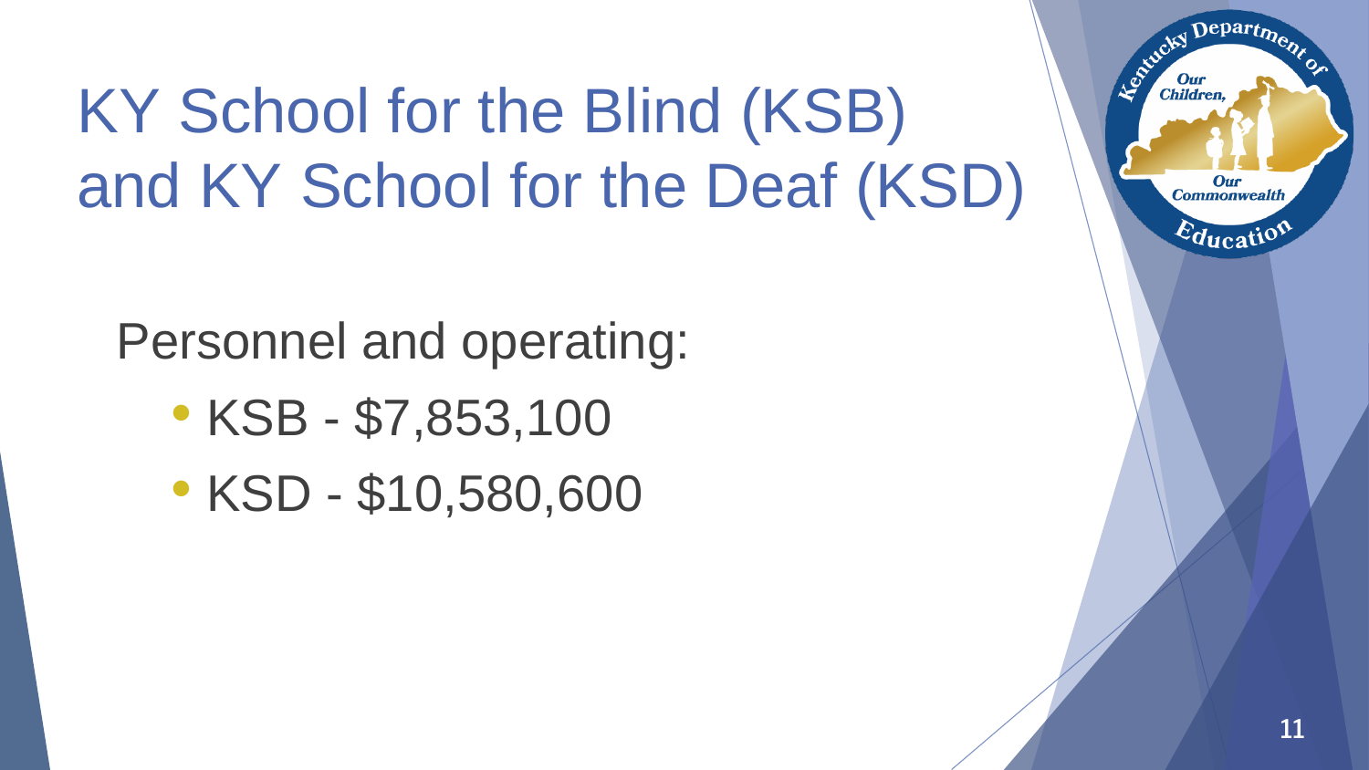# KY School for the Blind (KSB) and KY School for the Deaf (KSD)

Personnel and operating:

- KSB - $7,853,100
- KSD - $10,580,600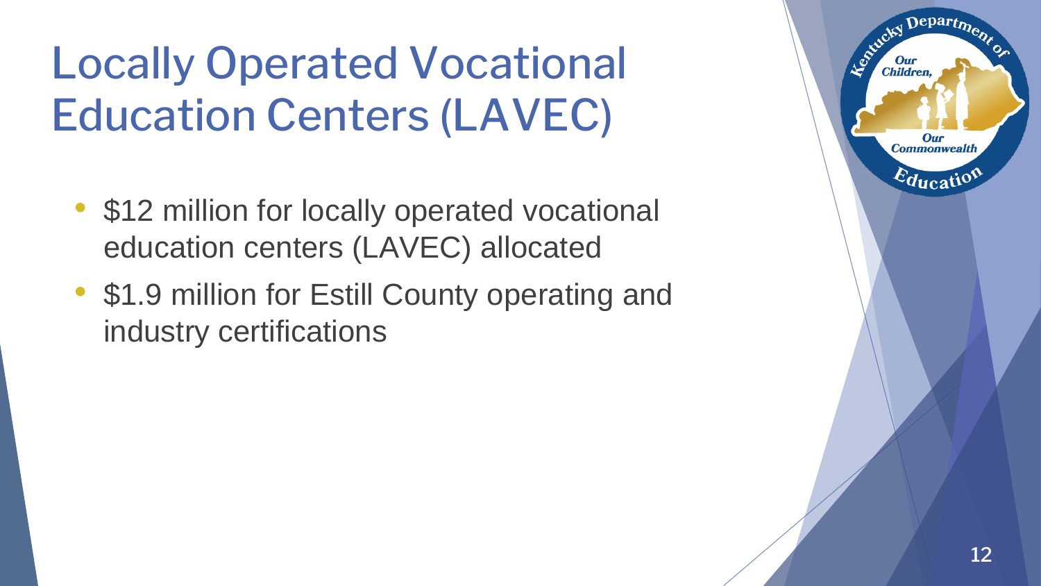# Locally Operated Vocational Education Centers (LAVEC)

- $12 million for locally operated vocational education centers (LAVEC) allocated
- $1.9 million for Estill County operating and industry certifications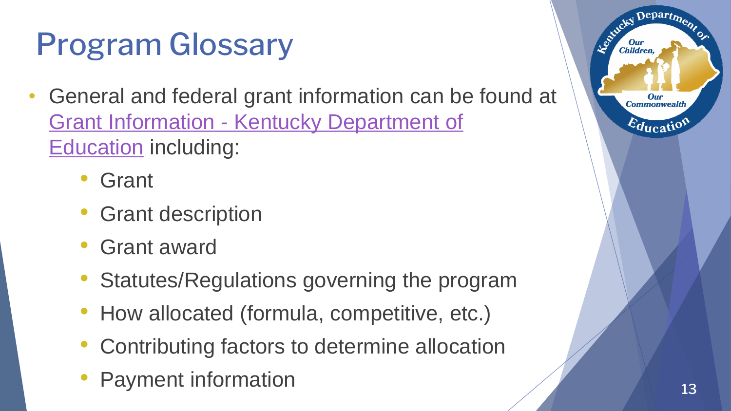# Program Glossary

- General and federal grant information can be found at Grant Information - Kentucky Department of Education including:
  - Grant
  - Grant description
  - Grant award
  - Statutes/Regulations governing the program
  - How allocated (formula, competitive, etc.)
  - Contributing factors to determine allocation
  - Payment information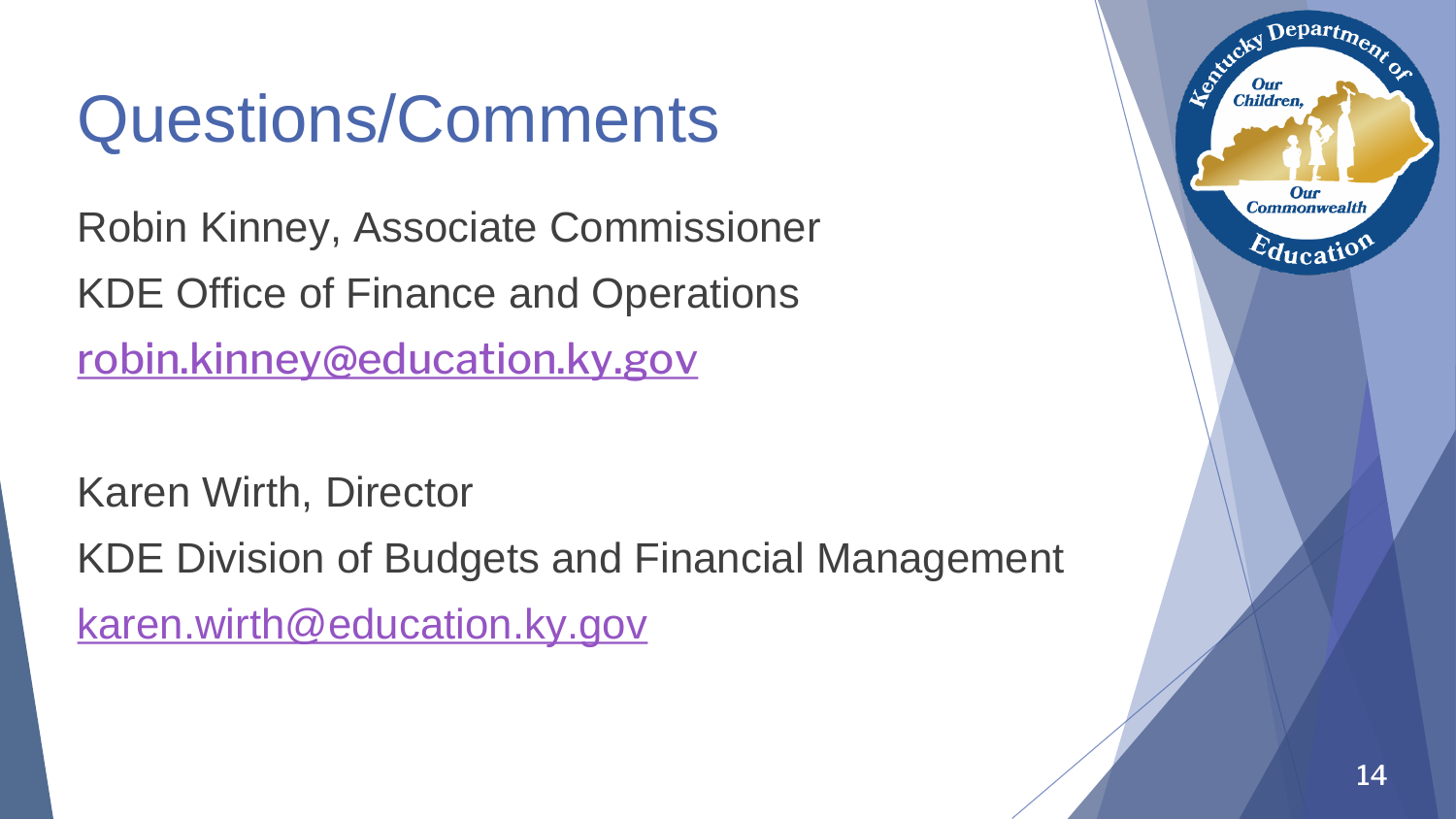# Questions/Comments

Robin Kinney, Associate Commissioner

KDE Office of Finance and Operations

robin.kinney@education.ky.gov

Karen Wirth, Director

KDE Division of Budgets and Financial Management

karen.wirth@education.ky.gov